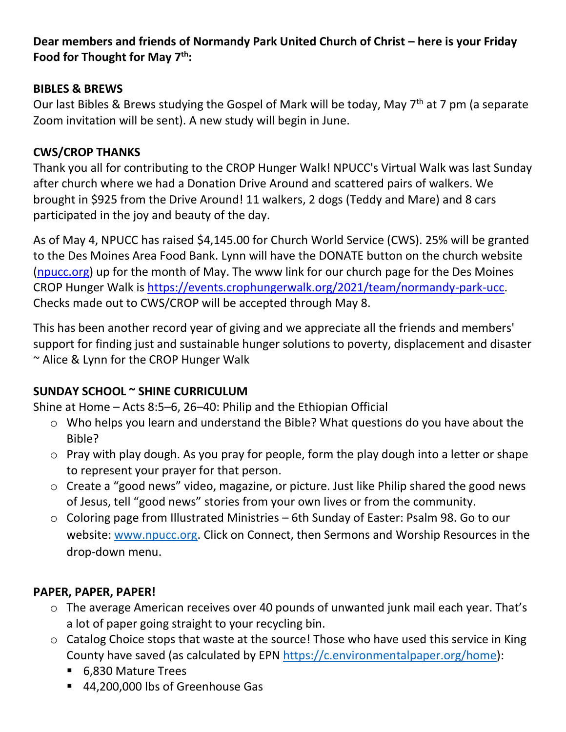**Dear members and friends of Normandy Park United Church of Christ – here is your Friday Food for Thought for May 7th:**

**BIBLES & BREWS**

Our last Bibles & Brews studying the Gospel of Mark will be today, May 7th at 7 pm (a separate Zoom invitation will be sent). A new study will begin in June.

**CWS/CROP THANKS**

Thank you all for contributing to the CROP Hunger Walk! NPUCC's Virtual Walk was last Sunday after church where we had a Donation Drive Around and scattered pairs of walkers. We brought in $925 from the Drive Around! 11 walkers, 2 dogs (Teddy and Mare) and 8 cars participated in the joy and beauty of the day.

As of May 4, NPUCC has raised $4,145.00 for Church World Service (CWS). 25% will be granted to the Des Moines Area Food Bank. Lynn will have the DONATE button on the church website (npucc.org) up for the month of May. The www link for our church page for the Des Moines CROP Hunger Walk is https://events.crophungerwalk.org/2021/team/normandy-park-ucc. Checks made out to CWS/CROP will be accepted through May 8.

This has been another record year of giving and we appreciate all the friends and members' support for finding just and sustainable hunger solutions to poverty, displacement and disaster ~ Alice & Lynn for the CROP Hunger Walk

**SUNDAY SCHOOL ~ SHINE CURRICULUM**

Shine at Home – Acts 8:5–6, 26–40: Philip and the Ethiopian Official

- Who helps you learn and understand the Bible? What questions do you have about the Bible?
- Pray with play dough. As you pray for people, form the play dough into a letter or shape to represent your prayer for that person.
- Create a "good news" video, magazine, or picture. Just like Philip shared the good news of Jesus, tell "good news" stories from your own lives or from the community.
- Coloring page from Illustrated Ministries – 6th Sunday of Easter: Psalm 98. Go to our website: www.npucc.org. Click on Connect, then Sermons and Worship Resources in the drop-down menu.

**PAPER, PAPER, PAPER!**

- The average American receives over 40 pounds of unwanted junk mail each year. That's a lot of paper going straight to your recycling bin.
- Catalog Choice stops that waste at the source! Those who have used this service in King County have saved (as calculated by EPN https://c.environmentalpaper.org/home):
  - 6,830 Mature Trees
  - 44,200,000 lbs of Greenhouse Gas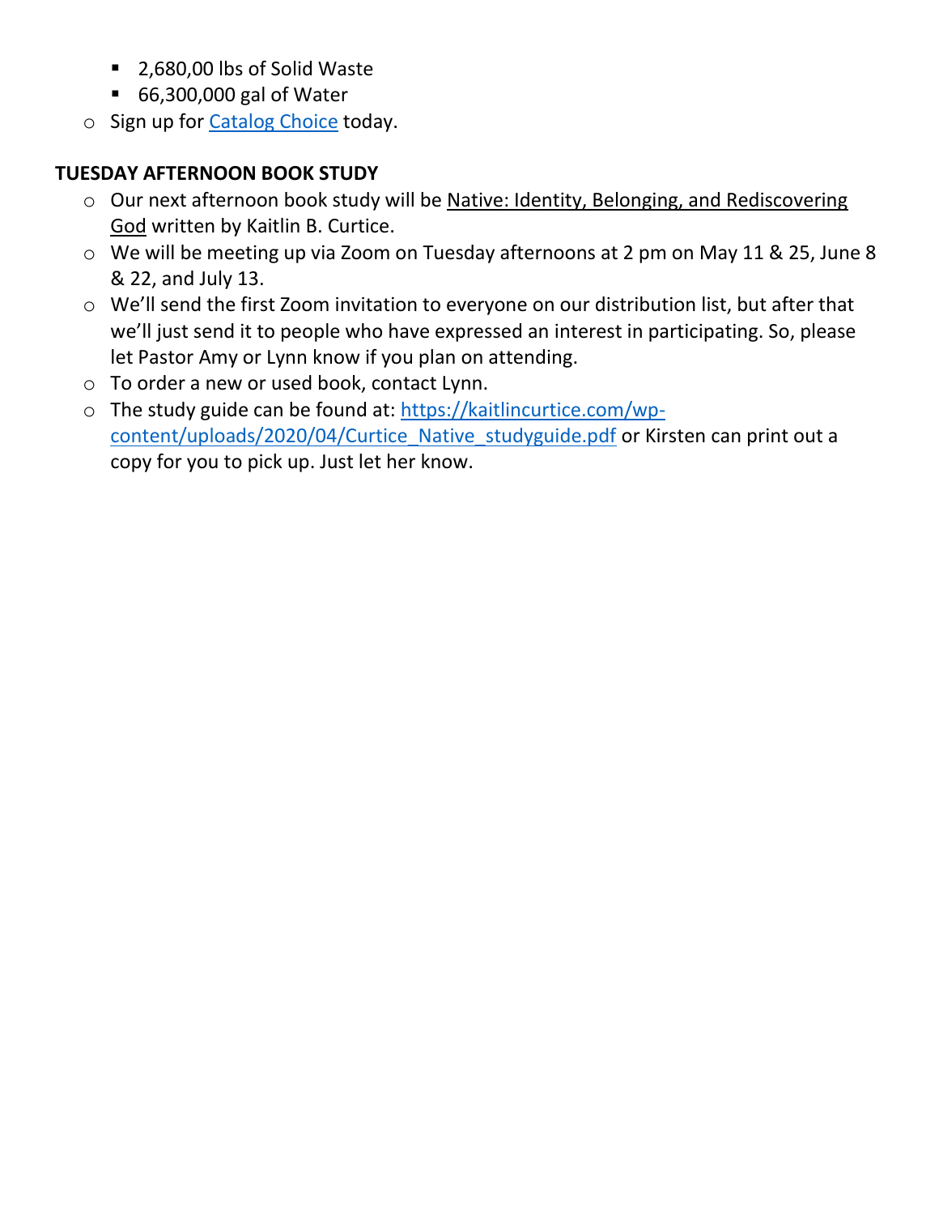- 2,680,00 lbs of Solid Waste
    - 66,300,000 gal of Water
  - Sign up for [Catalog Choice](Catalog Choice) today.

**TUESDAY AFTERNOON BOOK STUDY**

- Our next afternoon book study will be Native: Identity, Belonging, and Rediscovering God written by Kaitlin B. Curtice.
- We will be meeting up via Zoom on Tuesday afternoons at 2 pm on May 11 & 25, June 8 & 22, and July 13.
- We'll send the first Zoom invitation to everyone on our distribution list, but after that we'll just send it to people who have expressed an interest in participating. So, please let Pastor Amy or Lynn know if you plan on attending.
- To order a new or used book, contact Lynn.
- The study guide can be found at: https://kaitlincurtice.com/wp-content/uploads/2020/04/Curtice_Native_studyguide.pdf or Kirsten can print out a copy for you to pick up. Just let her know.